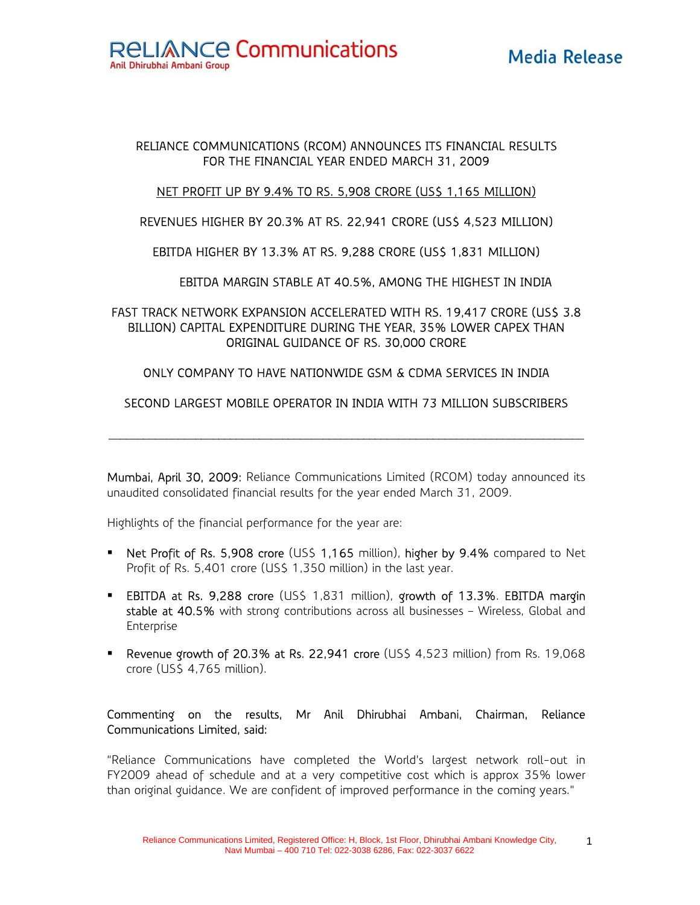RELIANCE Communications
Anil Dhirubhai Ambani Group

**Media Release**

## RELIANCE COMMUNICATIONS (RCOM) ANNOUNCES ITS FINANCIAL RESULTS FOR THE FINANCIAL YEAR ENDED MARCH 31, 2009

NET PROFIT UP BY 9.4% TO RS. 5,908 CRORE (US$ 1,165 MILLION)

REVENUES HIGHER BY 20.3% AT RS. 22,941 CRORE (US$ 4,523 MILLION)

EBITDA HIGHER BY 13.3% AT RS. 9,288 CRORE (US$ 1,831 MILLION)

EBITDA MARGIN STABLE AT 40.5%, AMONG THE HIGHEST IN INDIA

FAST TRACK NETWORK EXPANSION ACCELERATED WITH RS. 19,417 CRORE (US$ 3.8 BILLION) CAPITAL EXPENDITURE DURING THE YEAR, 35% LOWER CAPEX THAN ORIGINAL GUIDANCE OF RS. 30,000 CRORE

ONLY COMPANY TO HAVE NATIONWIDE GSM & CDMA SERVICES IN INDIA

SECOND LARGEST MOBILE OPERATOR IN INDIA WITH 73 MILLION SUBSCRIBERS

---

**Mumbai, April 30, 2009:** Reliance Communications Limited (RCOM) today announced its unaudited consolidated financial results for the year ended March 31, 2009.

Highlights of the financial performance for the year are:

- **Net Profit of Rs. 5,908 crore** (US$ **1,165** million), **higher by 9.4%** compared to Net Profit of Rs. 5,401 crore (US$ 1,350 million) in the last year.
- **EBITDA at Rs. 9,288 crore** (US$ 1,831 million), **growth of 13.3%**. **EBITDA margin stable at 40.5%** with strong contributions across all businesses – Wireless, Global and Enterprise
- **Revenue growth of 20.3% at Rs. 22,941 crore** (US$ 4,523 million) from Rs. 19,068 crore (US$ 4,765 million).

**Commenting on the results, Mr Anil Dhirubhai Ambani, Chairman, Reliance Communications Limited, said:**

"Reliance Communications have completed the World's largest network roll-out in FY2009 ahead of schedule and at a very competitive cost which is approx 35% lower than original guidance. We are confident of improved performance in the coming years."

Reliance Communications Limited, Registered Office: H, Block, 1st Floor, Dhirubhai Ambani Knowledge City, Navi Mumbai – 400 710 Tel: 022-3038 6286, Fax: 022-3037 6622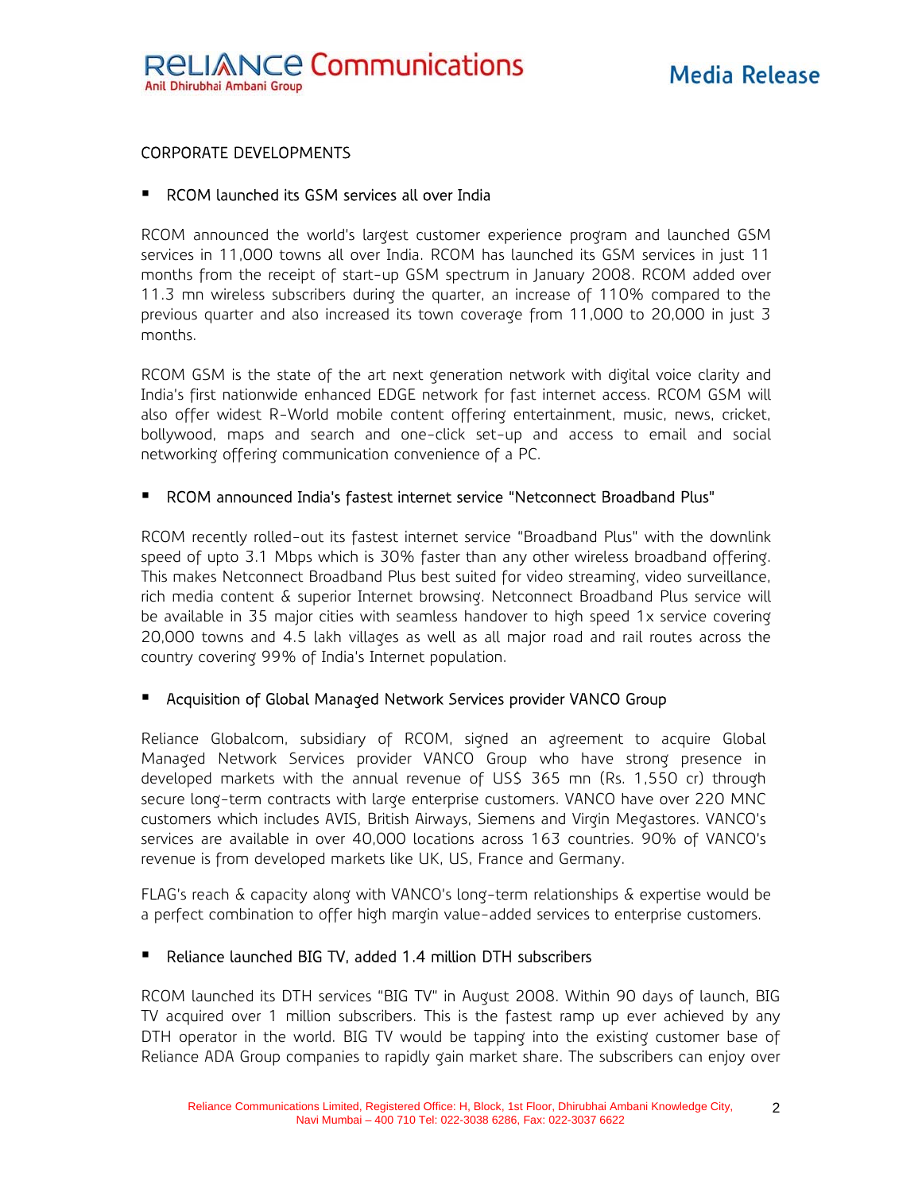## CORPORATE DEVELOPMENTS

- **RCOM launched its GSM services all over India**

RCOM announced the world's largest customer experience program and launched GSM services in 11,000 towns all over India. RCOM has launched its GSM services in just 11 months from the receipt of start-up GSM spectrum in January 2008. RCOM added over 11.3 mn wireless subscribers during the quarter, an increase of 110% compared to the previous quarter and also increased its town coverage from 11,000 to 20,000 in just 3 months.

RCOM GSM is the state of the art next generation network with digital voice clarity and India's first nationwide enhanced EDGE network for fast internet access. RCOM GSM will also offer widest R-World mobile content offering entertainment, music, news, cricket, bollywood, maps and search and one-click set-up and access to email and social networking offering communication convenience of a PC.

- **RCOM announced India's fastest internet service "Netconnect Broadband Plus"**

RCOM recently rolled-out its fastest internet service "Broadband Plus" with the downlink speed of upto 3.1 Mbps which is 30% faster than any other wireless broadband offering. This makes Netconnect Broadband Plus best suited for video streaming, video surveillance, rich media content & superior Internet browsing. Netconnect Broadband Plus service will be available in 35 major cities with seamless handover to high speed 1x service covering 20,000 towns and 4.5 lakh villages as well as all major road and rail routes across the country covering 99% of India's Internet population.

- **Acquisition of Global Managed Network Services provider VANCO Group**

Reliance Globalcom, subsidiary of RCOM, signed an agreement to acquire Global Managed Network Services provider VANCO Group who have strong presence in developed markets with the annual revenue of US$ 365 mn (Rs. 1,550 cr) through secure long-term contracts with large enterprise customers. VANCO have over 220 MNC customers which includes AVIS, British Airways, Siemens and Virgin Megastores. VANCO's services are available in over 40,000 locations across 163 countries. 90% of VANCO's revenue is from developed markets like UK, US, France and Germany.

FLAG's reach & capacity along with VANCO's long-term relationships & expertise would be a perfect combination to offer high margin value-added services to enterprise customers.

- **Reliance launched BIG TV, added 1.4 million DTH subscribers**

RCOM launched its DTH services "BIG TV" in August 2008. Within 90 days of launch, BIG TV acquired over 1 million subscribers. This is the fastest ramp up ever achieved by any DTH operator in the world. BIG TV would be tapping into the existing customer base of Reliance ADA Group companies to rapidly gain market share. The subscribers can enjoy over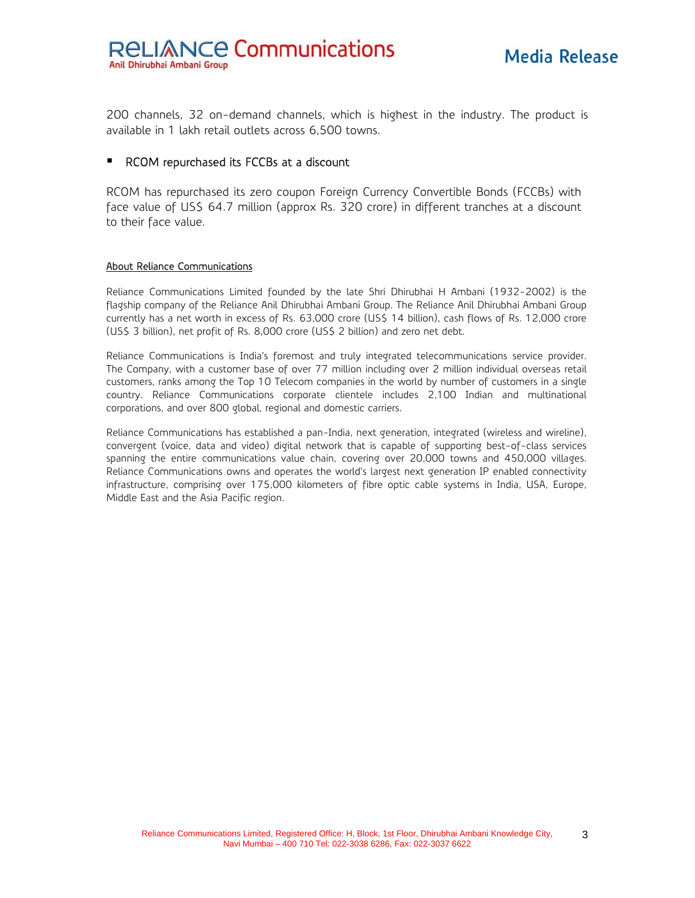200 channels, 32 on-demand channels, which is highest in the industry. The product is available in 1 lakh retail outlets across 6,500 towns.

- RCOM repurchased its FCCBs at a discount

RCOM has repurchased its zero coupon Foreign Currency Convertible Bonds (FCCBs) with face value of US$ 64.7 million (approx Rs. 320 crore) in different tranches at a discount to their face value.

<u>About Reliance Communications</u>

Reliance Communications Limited founded by the late Shri Dhirubhai H Ambani (1932-2002) is the flagship company of the Reliance Anil Dhirubhai Ambani Group. The Reliance Anil Dhirubhai Ambani Group currently has a net worth in excess of Rs. 63,000 crore (US$ 14 billion), cash flows of Rs. 12,000 crore (US$ 3 billion), net profit of Rs. 8,000 crore (US$ 2 billion) and zero net debt.

Reliance Communications is India's foremost and truly integrated telecommunications service provider. The Company, with a customer base of over 77 million including over 2 million individual overseas retail customers, ranks among the Top 10 Telecom companies in the world by number of customers in a single country. Reliance Communications corporate clientele includes 2,100 Indian and multinational corporations, and over 800 global, regional and domestic carriers.

Reliance Communications has established a pan-India, next generation, integrated (wireless and wireline), convergent (voice, data and video) digital network that is capable of supporting best-of-class services spanning the entire communications value chain, covering over 20,000 towns and 450,000 villages. Reliance Communications owns and operates the world's largest next generation IP enabled connectivity infrastructure, comprising over 175,000 kilometers of fibre optic cable systems in India, USA, Europe, Middle East and the Asia Pacific region.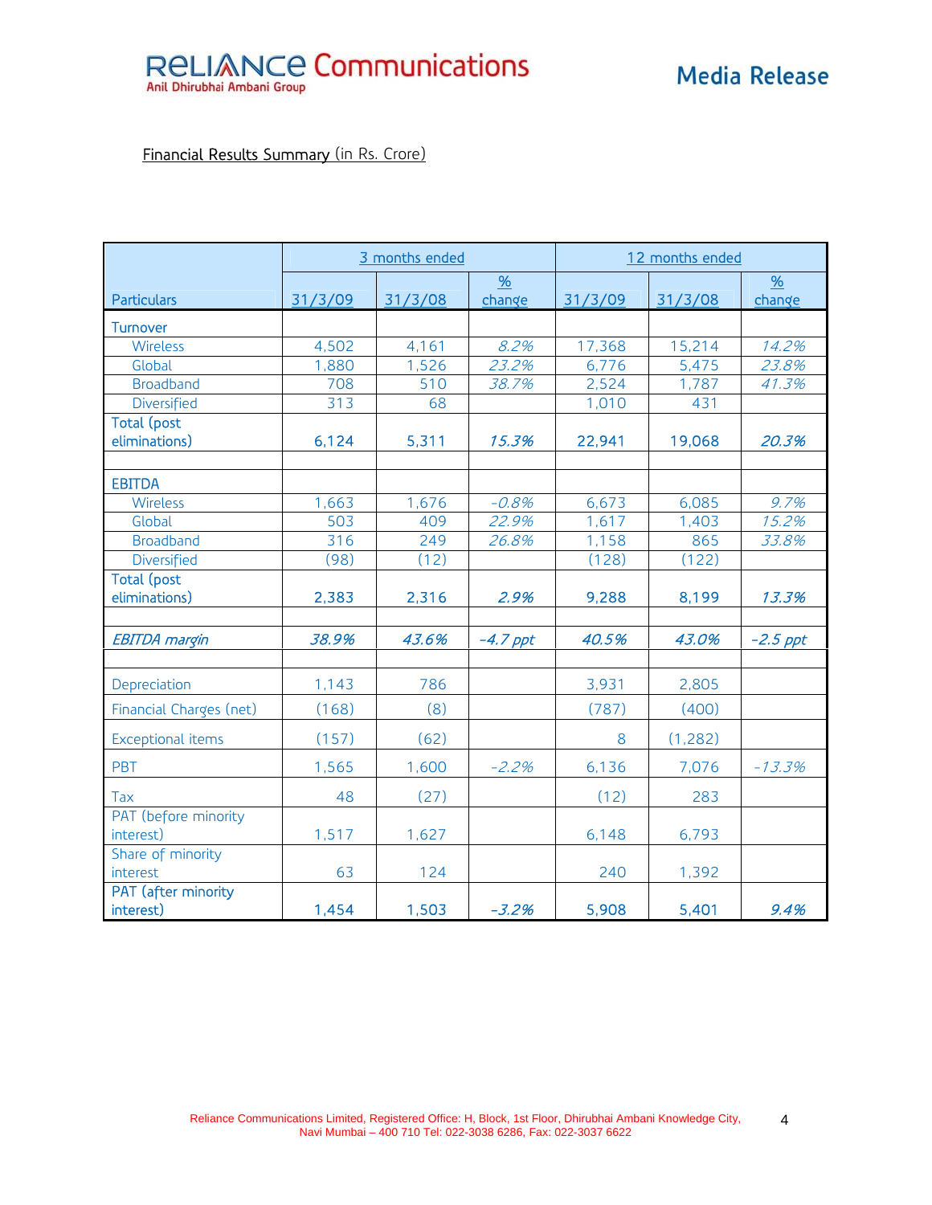Financial Results Summary (in Rs. Crore)

| Particulars | 3 months ended | | | 12 months ended | | |
|---|---|---|---|---|---|---|
| | 31/3/09 | 31/3/08 | % change | 31/3/09 | 31/3/08 | % change |
| Turnover | | | | | | |
| Wireless | 4,502 | 4,161 | *8.2%* | 17,368 | 15,214 | *14.2%* |
| Global | 1,880 | 1,526 | *23.2%* | 6,776 | 5,475 | *23.8%* |
| Broadband | 708 | 510 | *38.7%* | 2,524 | 1,787 | *41.3%* |
| Diversified | 313 | 68 | | 1,010 | 431 | |
| Total (post eliminations) | 6,124 | 5,311 | *15.3%* | 22,941 | 19,068 | *20.3%* |
| | | | | | | |
| EBITDA | | | | | | |
| Wireless | 1,663 | 1,676 | *-0.8%* | 6,673 | 6,085 | *9.7%* |
| Global | 503 | 409 | *22.9%* | 1,617 | 1,403 | *15.2%* |
| Broadband | 316 | 249 | *26.8%* | 1,158 | 865 | *33.8%* |
| Diversified | (98) | (12) | | (128) | (122) | |
| Total (post eliminations) | 2,383 | 2,316 | *2.9%* | 9,288 | 8,199 | *13.3%* |
| | | | | | | |
| *EBITDA margin* | *38.9%* | *43.6%* | *-4.7 ppt* | *40.5%* | *43.0%* | *-2.5 ppt* |
| | | | | | | |
| Depreciation | 1,143 | 786 | | 3,931 | 2,805 | |
| Financial Charges (net) | (168) | (8) | | (787) | (400) | |
| Exceptional items | (157) | (62) | | 8 | (1,282) | |
| PBT | 1,565 | 1,600 | *-2.2%* | 6,136 | 7,076 | *-13.3%* |
| Tax | 48 | (27) | | (12) | 283 | |
| PAT (before minority interest) | 1,517 | 1,627 | | 6,148 | 6,793 | |
| Share of minority interest | 63 | 124 | | 240 | 1,392 | |
| PAT (after minority interest) | 1,454 | 1,503 | *-3.2%* | 5,908 | 5,401 | *9.4%* |